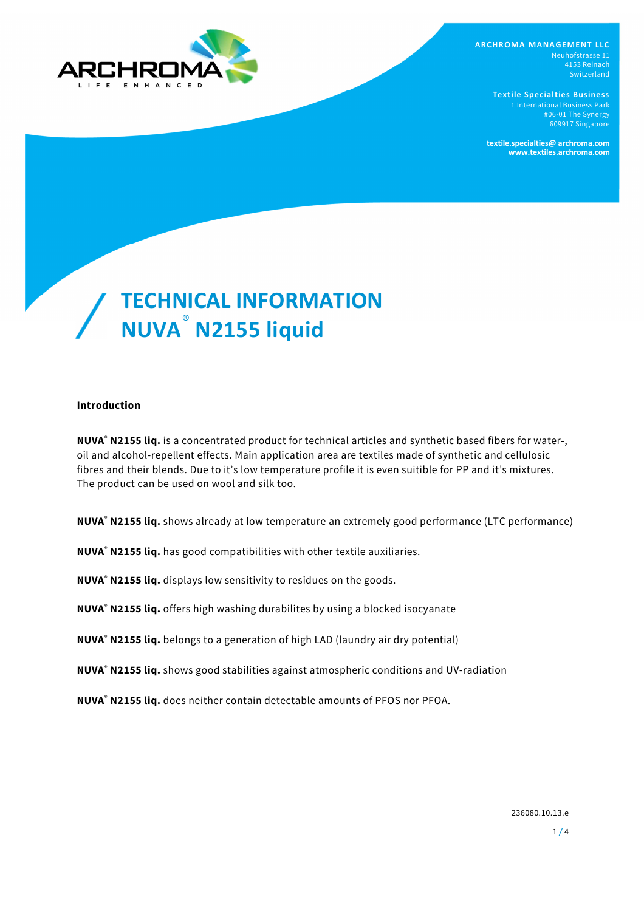ARCHROMA MANAGEMENT LLC
Neuhofstrasse 11
4153 Reinach
Switzerland

**Textile Specialties Business**
1 International Business Park
#06-01 The Synergy
609917 Singapore

textile.specialties@ archroma.com
www.textiles.archroma.com

# TECHNICAL INFORMATION
# NUVA® N2155 liquid

**Introduction**

**NUVA® N2155 liq.** is a concentrated product for technical articles and synthetic based fibers for water-, oil and alcohol-repellent effects. Main application area are textiles made of synthetic and cellulosic fibres and their blends. Due to it's low temperature profile it is even suitible for PP and it's mixtures. The product can be used on wool and silk too.

**NUVA® N2155 liq.** shows already at low temperature an extremely good performance (LTC performance)

**NUVA® N2155 liq.** has good compatibilities with other textile auxiliaries.

**NUVA® N2155 liq.** displays low sensitivity to residues on the goods.

**NUVA® N2155 liq.** offers high washing durabilites by using a blocked isocyanate

**NUVA® N2155 liq.** belongs to a generation of high LAD (laundry air dry potential)

**NUVA® N2155 liq.** shows good stabilities against atmospheric conditions and UV-radiation

**NUVA® N2155 liq.** does neither contain detectable amounts of PFOS nor PFOA.

236080.10.13.e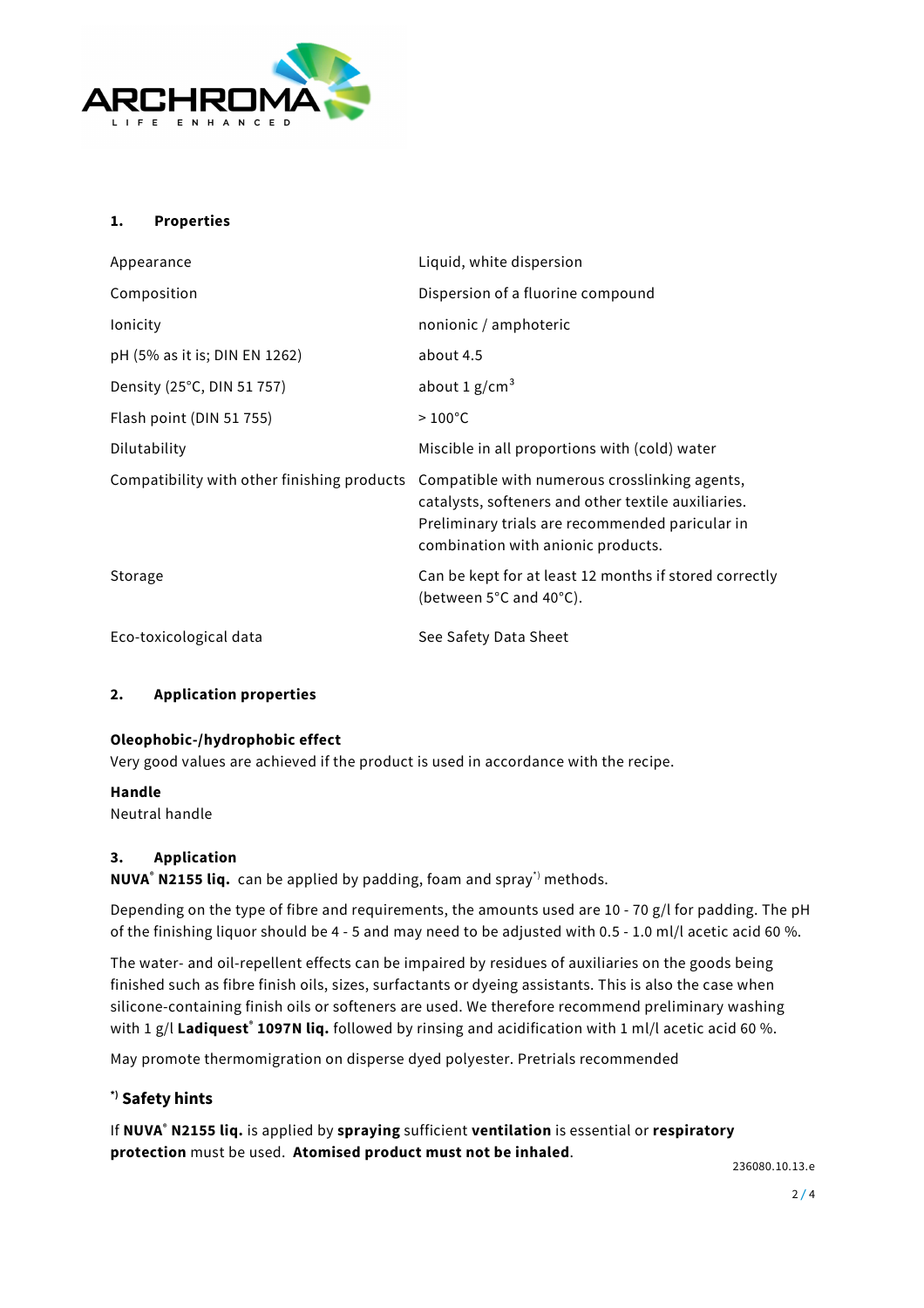## 1. Properties

| | |
|---|---|
| Appearance | Liquid, white dispersion |
| Composition | Dispersion of a fluorine compound |
| Ionicity | nonionic / amphoteric |
| pH (5% as it is; DIN EN 1262) | about 4.5 |
| Density (25°C, DIN 51 757) | about 1 g/cm$^3$ |
| Flash point (DIN 51 755) | > 100°C |
| Dilutability | Miscible in all proportions with (cold) water |
| Compatibility with other finishing products | Compatible with numerous crosslinking agents, catalysts, softeners and other textile auxiliaries. Preliminary trials are recommended paricular in combination with anionic products. |
| Storage | Can be kept for at least 12 months if stored correctly (between 5°C and 40°C). |
| Eco-toxicological data | See Safety Data Sheet |

## 2. Application properties

**Oleophobic-/hydrophobic effect**
Very good values are achieved if the product is used in accordance with the recipe.

**Handle**
Neutral handle

## 3. Application

**NUVA® N2155 liq.** can be applied by padding, foam and spray*) methods.

Depending on the type of fibre and requirements, the amounts used are 10 - 70 g/l for padding. The pH of the finishing liquor should be 4 - 5 and may need to be adjusted with 0.5 - 1.0 ml/l acetic acid 60 %.

The water- and oil-repellent effects can be impaired by residues of auxiliaries on the goods being finished such as fibre finish oils, sizes, surfactants or dyeing assistants. This is also the case when silicone-containing finish oils or softeners are used. We therefore recommend preliminary washing with 1 g/l **Ladiquest® 1097N liq.** followed by rinsing and acidification with 1 ml/l acetic acid 60 %.

May promote thermomigration on disperse dyed polyester. Pretrials recommended

### *) Safety hints

If **NUVA® N2155 liq.** is applied by **spraying** sufficient **ventilation** is essential or **respiratory protection** must be used. **Atomised product must not be inhaled**.

236080.10.13.e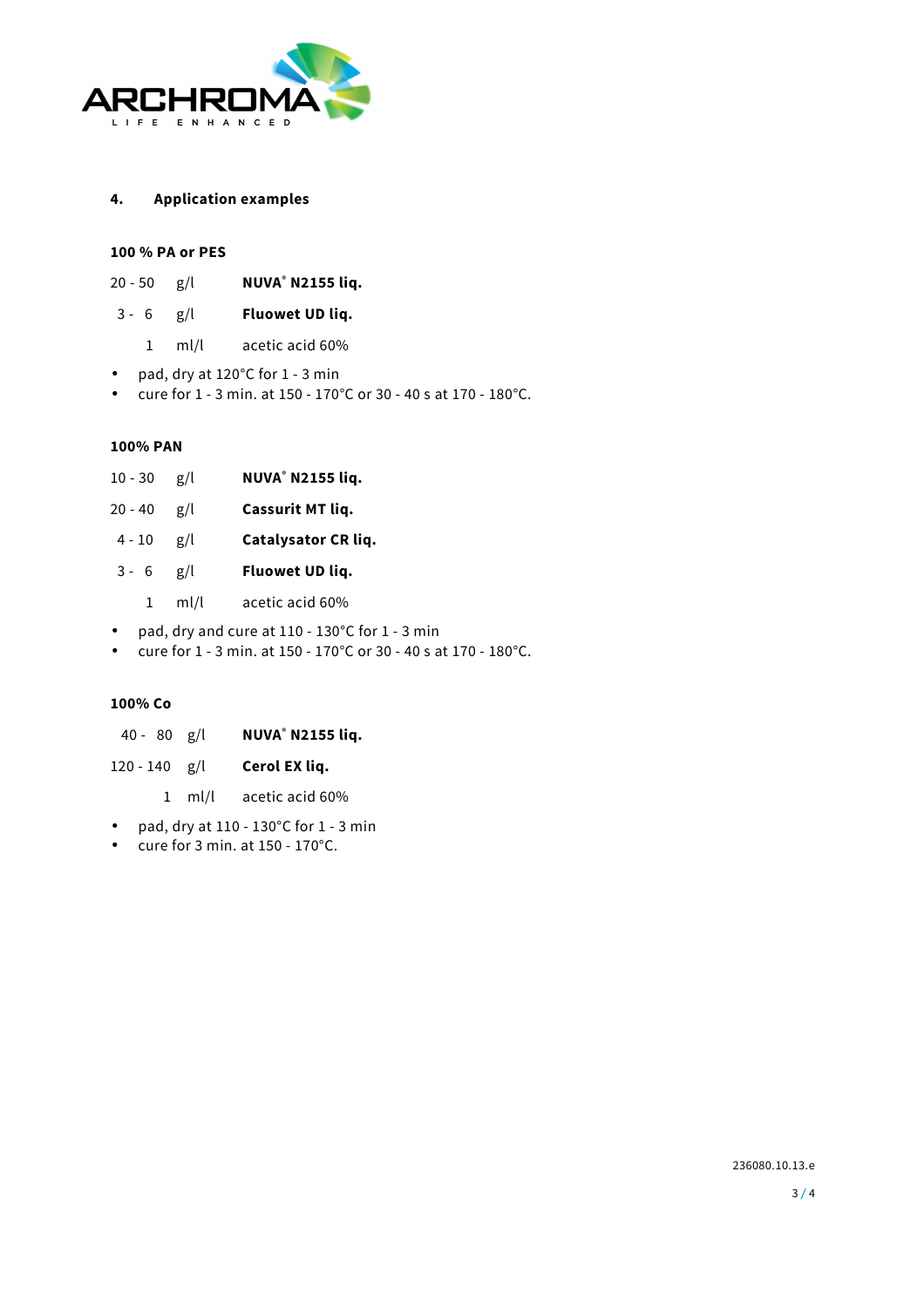## 4. Application examples

**100 % PA or PES**

| | | |
|---|---|---|
| 20 - 50 | g/l | **NUVA® N2155 liq.** |
| 3 - 6 | g/l | **Fluowet UD liq.** |
| 1 | ml/l | acetic acid 60% |

- pad, dry at 120°C for 1 - 3 min
- cure for 1 - 3 min. at 150 - 170°C or 30 - 40 s at 170 - 180°C.

**100% PAN**

| | | |
|---|---|---|
| 10 - 30 | g/l | **NUVA® N2155 liq.** |
| 20 - 40 | g/l | **Cassurit MT liq.** |
| 4 - 10 | g/l | **Catalysator CR liq.** |
| 3 - 6 | g/l | **Fluowet UD liq.** |
| 1 | ml/l | acetic acid 60% |

- pad, dry and cure at 110 - 130°C for 1 - 3 min
- cure for 1 - 3 min. at 150 - 170°C or 30 - 40 s at 170 - 180°C.

**100% Co**

| | | |
|---|---|---|
| 40 - 80 | g/l | **NUVA® N2155 liq.** |
| 120 - 140 | g/l | **Cerol EX liq.** |
| 1 | ml/l | acetic acid 60% |

- pad, dry at 110 - 130°C for 1 - 3 min
- cure for 3 min. at 150 - 170°C.

236080.10.13.e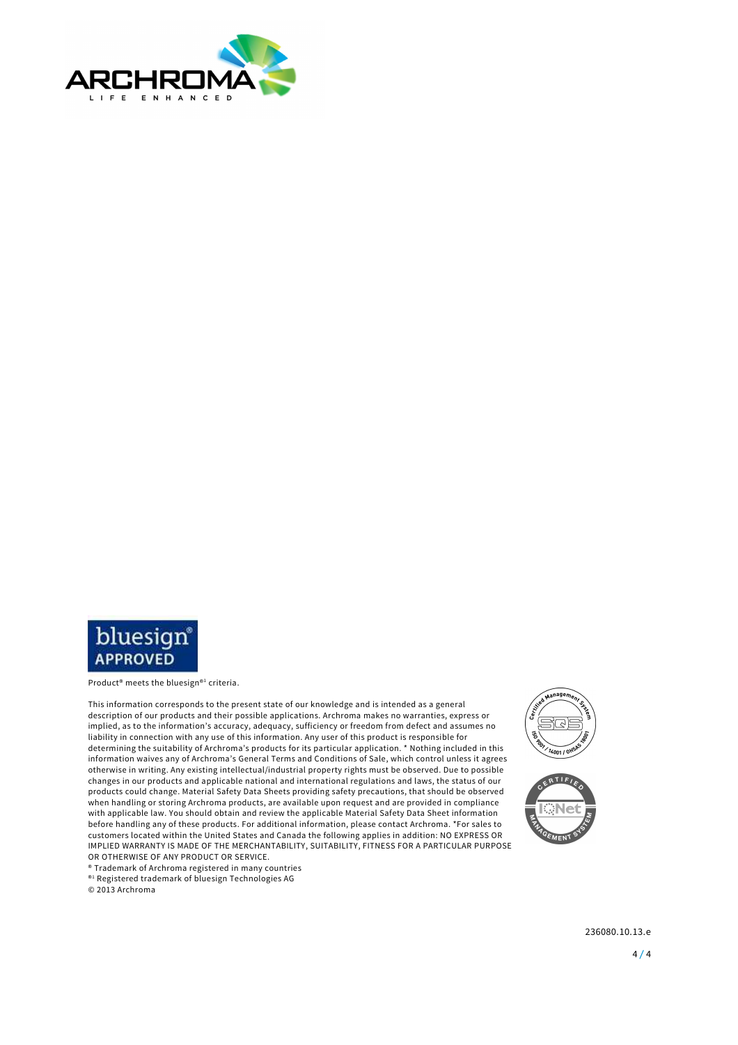bluesign® APPROVED

Product® meets the bluesign®[1] criteria.

This information corresponds to the present state of our knowledge and is intended as a general description of our products and their possible applications. Archroma makes no warranties, express or implied, as to the information's accuracy, adequacy, sufficiency or freedom from defect and assumes no liability in connection with any use of this information. Any user of this product is responsible for determining the suitability of Archroma's products for its particular application. * Nothing included in this information waives any of Archroma's General Terms and Conditions of Sale, which control unless it agrees otherwise in writing. Any existing intellectual/industrial property rights must be observed. Due to possible changes in our products and applicable national and international regulations and laws, the status of our products could change. Material Safety Data Sheets providing safety precautions, that should be observed when handling or storing Archroma products, are available upon request and are provided in compliance with applicable law. You should obtain and review the applicable Material Safety Data Sheet information before handling any of these products. For additional information, please contact Archroma. *For sales to customers located within the United States and Canada the following applies in addition: NO EXPRESS OR IMPLIED WARRANTY IS MADE OF THE MERCHANTABILITY, SUITABILITY, FITNESS FOR A PARTICULAR PURPOSE OR OTHERWISE OF ANY PRODUCT OR SERVICE.

® Trademark of Archroma registered in many countries

®[1] Registered trademark of bluesign Technologies AG

© 2013 Archroma

236080.10.13.e